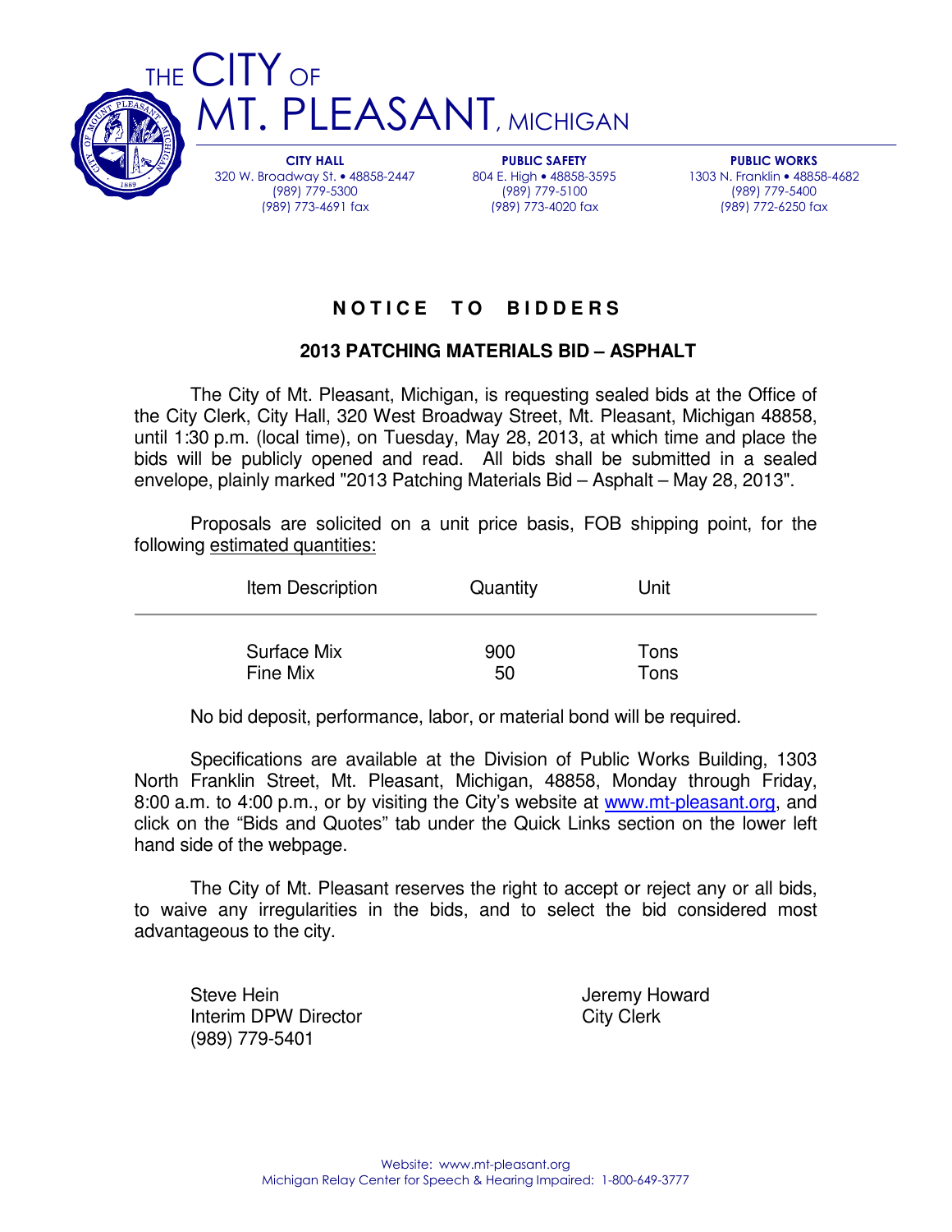# THE CITY OF MT. PLEASANT, MICHIGAN

**CITY HALL**
320 W. Broadway St. • 48858-2447
(989) 779-5300
(989) 773-4691 fax

**PUBLIC SAFETY**
804 E. High • 48858-3595
(989) 779-5100
(989) 773-4020 fax

**PUBLIC WORKS**
1303 N. Franklin • 48858-4682
(989) 779-5400
(989) 772-6250 fax

## NOTICE TO BIDDERS

### 2013 PATCHING MATERIALS BID – ASPHALT

The City of Mt. Pleasant, Michigan, is requesting sealed bids at the Office of the City Clerk, City Hall, 320 West Broadway Street, Mt. Pleasant, Michigan 48858, until 1:30 p.m. (local time), on Tuesday, May 28, 2013, at which time and place the bids will be publicly opened and read. All bids shall be submitted in a sealed envelope, plainly marked "2013 Patching Materials Bid – Asphalt – May 28, 2013".

Proposals are solicited on a unit price basis, FOB shipping point, for the following estimated quantities:

| Item Description | Quantity | Unit |
|---|---|---|
| Surface Mix | 900 | Tons |
| Fine Mix | 50 | Tons |

No bid deposit, performance, labor, or material bond will be required.

Specifications are available at the Division of Public Works Building, 1303 North Franklin Street, Mt. Pleasant, Michigan, 48858, Monday through Friday, 8:00 a.m. to 4:00 p.m., or by visiting the City's website at www.mt-pleasant.org, and click on the "Bids and Quotes" tab under the Quick Links section on the lower left hand side of the webpage.

The City of Mt. Pleasant reserves the right to accept or reject any or all bids, to waive any irregularities in the bids, and to select the bid considered most advantageous to the city.

Steve Hein
Interim DPW Director
(989) 779-5401

Jeremy Howard
City Clerk

Website: www.mt-pleasant.org
Michigan Relay Center for Speech & Hearing Impaired: 1-800-649-3777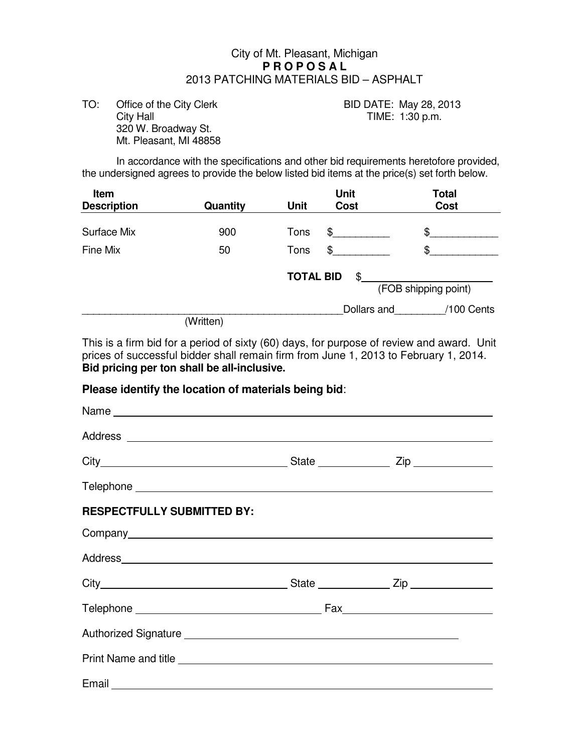City of Mt. Pleasant, Michigan

**P R O P O S A L**

2013 PATCHING MATERIALS BID – ASPHALT

TO: Office of the City Clerk
City Hall
320 W. Broadway St.
Mt. Pleasant, MI 48858

BID DATE: May 28, 2013
TIME: 1:30 p.m.

In accordance with the specifications and other bid requirements heretofore provided, the undersigned agrees to provide the below listed bid items at the price(s) set forth below.

| Item Description | Quantity | Unit | Unit Cost | Total Cost |
|---|---|---|---|---|
| Surface Mix | 900 | Tons | $__________ | $____________ |
| Fine Mix | 50 | Tons | $__________ | $____________ |

**TOTAL BID** $________________________
(FOB shipping point)

_______________________________________________Dollars and_________/100 Cents
(Written)

This is a firm bid for a period of sixty (60) days, for purpose of review and award. Unit prices of successful bidder shall remain firm from June 1, 2013 to February 1, 2014. **Bid pricing per ton shall be all-inclusive.**

**Please identify the location of materials being bid**:

Name ____________________________________________

Address __________________________________________

City ______________________ State __________ Zip __________

Telephone ________________________________________

**RESPECTFULLY SUBMITTED BY:**

Company __________________________________________

Address __________________________________________

City ______________________ State __________ Zip __________

Telephone ______________________ Fax ______________________

Authorized Signature ______________________________

Print Name and title ______________________________

Email ____________________________________________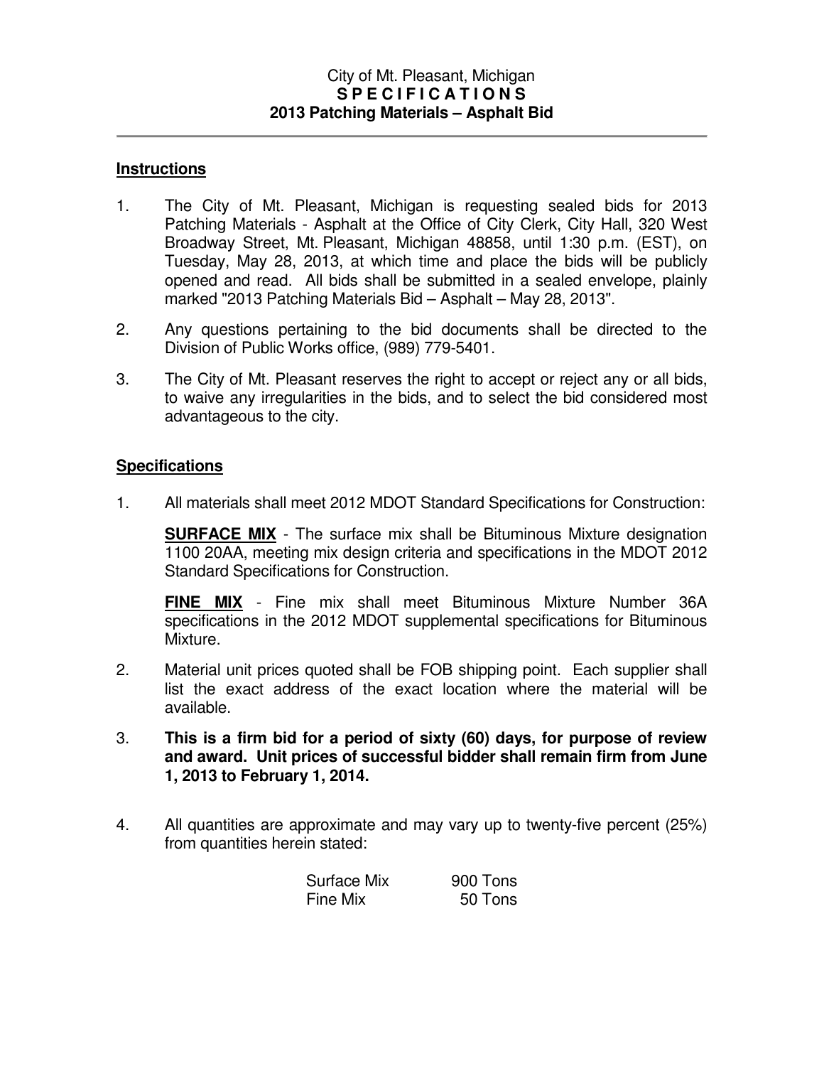City of Mt. Pleasant, Michigan
**S P E C I F I C A T I O N S**
**2013 Patching Materials – Asphalt Bid**

---

## Instructions

1. The City of Mt. Pleasant, Michigan is requesting sealed bids for 2013 Patching Materials - Asphalt at the Office of City Clerk, City Hall, 320 West Broadway Street, Mt. Pleasant, Michigan 48858, until 1:30 p.m. (EST), on Tuesday, May 28, 2013, at which time and place the bids will be publicly opened and read. All bids shall be submitted in a sealed envelope, plainly marked "2013 Patching Materials Bid – Asphalt – May 28, 2013".

2. Any questions pertaining to the bid documents shall be directed to the Division of Public Works office, (989) 779-5401.

3. The City of Mt. Pleasant reserves the right to accept or reject any or all bids, to waive any irregularities in the bids, and to select the bid considered most advantageous to the city.

## Specifications

1. All materials shall meet 2012 MDOT Standard Specifications for Construction:

   **SURFACE MIX** - The surface mix shall be Bituminous Mixture designation 1100 20AA, meeting mix design criteria and specifications in the MDOT 2012 Standard Specifications for Construction.

   **FINE MIX** - Fine mix shall meet Bituminous Mixture Number 36A specifications in the 2012 MDOT supplemental specifications for Bituminous Mixture.

2. Material unit prices quoted shall be FOB shipping point. Each supplier shall list the exact address of the exact location where the material will be available.

3. **This is a firm bid for a period of sixty (60) days, for purpose of review and award. Unit prices of successful bidder shall remain firm from June 1, 2013 to February 1, 2014.**

4. All quantities are approximate and may vary up to twenty-five percent (25%) from quantities herein stated:

| | |
|---|---|
| Surface Mix | 900 Tons |
| Fine Mix | 50 Tons |